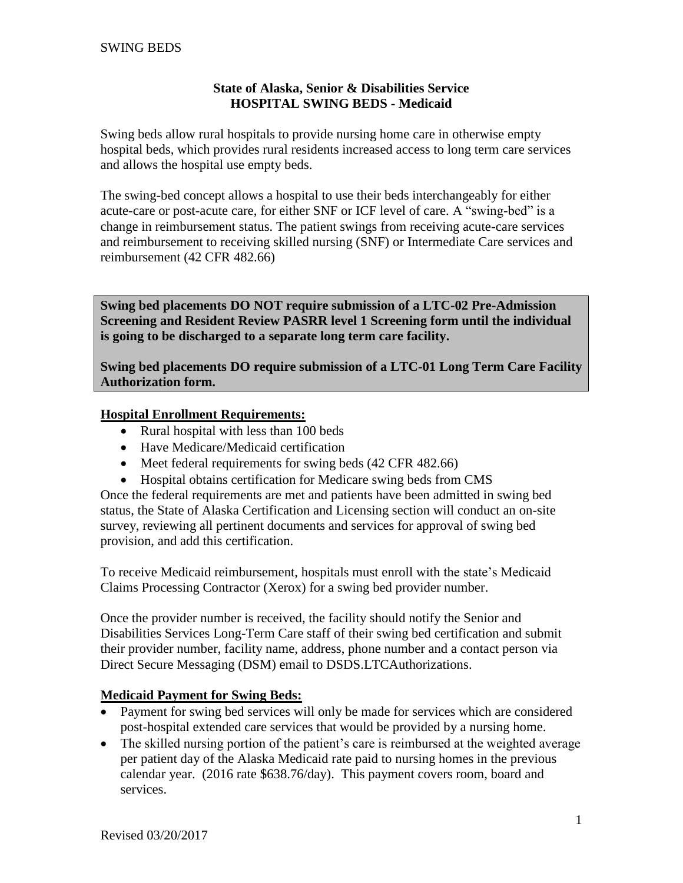**State of Alaska, Senior & Disabilities Service**
**HOSPITAL SWING BEDS - Medicaid**

Swing beds allow rural hospitals to provide nursing home care in otherwise empty hospital beds, which provides rural residents increased access to long term care services and allows the hospital use empty beds.

The swing-bed concept allows a hospital to use their beds interchangeably for either acute-care or post-acute care, for either SNF or ICF level of care. A "swing-bed" is a change in reimbursement status. The patient swings from receiving acute-care services and reimbursement to receiving skilled nursing (SNF) or Intermediate Care services and reimbursement (42 CFR 482.66)

**Swing bed placements DO NOT require submission of a LTC-02 Pre-Admission Screening and Resident Review PASRR level 1 Screening form until the individual is going to be discharged to a separate long term care facility.**

**Swing bed placements DO require submission of a LTC-01 Long Term Care Facility Authorization form.**

**Hospital Enrollment Requirements:**

- Rural hospital with less than 100 beds
- Have Medicare/Medicaid certification
- Meet federal requirements for swing beds (42 CFR 482.66)
- Hospital obtains certification for Medicare swing beds from CMS

Once the federal requirements are met and patients have been admitted in swing bed status, the State of Alaska Certification and Licensing section will conduct an on-site survey, reviewing all pertinent documents and services for approval of swing bed provision, and add this certification.

To receive Medicaid reimbursement, hospitals must enroll with the state's Medicaid Claims Processing Contractor (Xerox) for a swing bed provider number.

Once the provider number is received, the facility should notify the Senior and Disabilities Services Long-Term Care staff of their swing bed certification and submit their provider number, facility name, address, phone number and a contact person via Direct Secure Messaging (DSM) email to DSDS.LTCAuthorizations.

**Medicaid Payment for Swing Beds:**

- Payment for swing bed services will only be made for services which are considered post-hospital extended care services that would be provided by a nursing home.
- The skilled nursing portion of the patient's care is reimbursed at the weighted average per patient day of the Alaska Medicaid rate paid to nursing homes in the previous calendar year. (2016 rate $638.76/day). This payment covers room, board and services.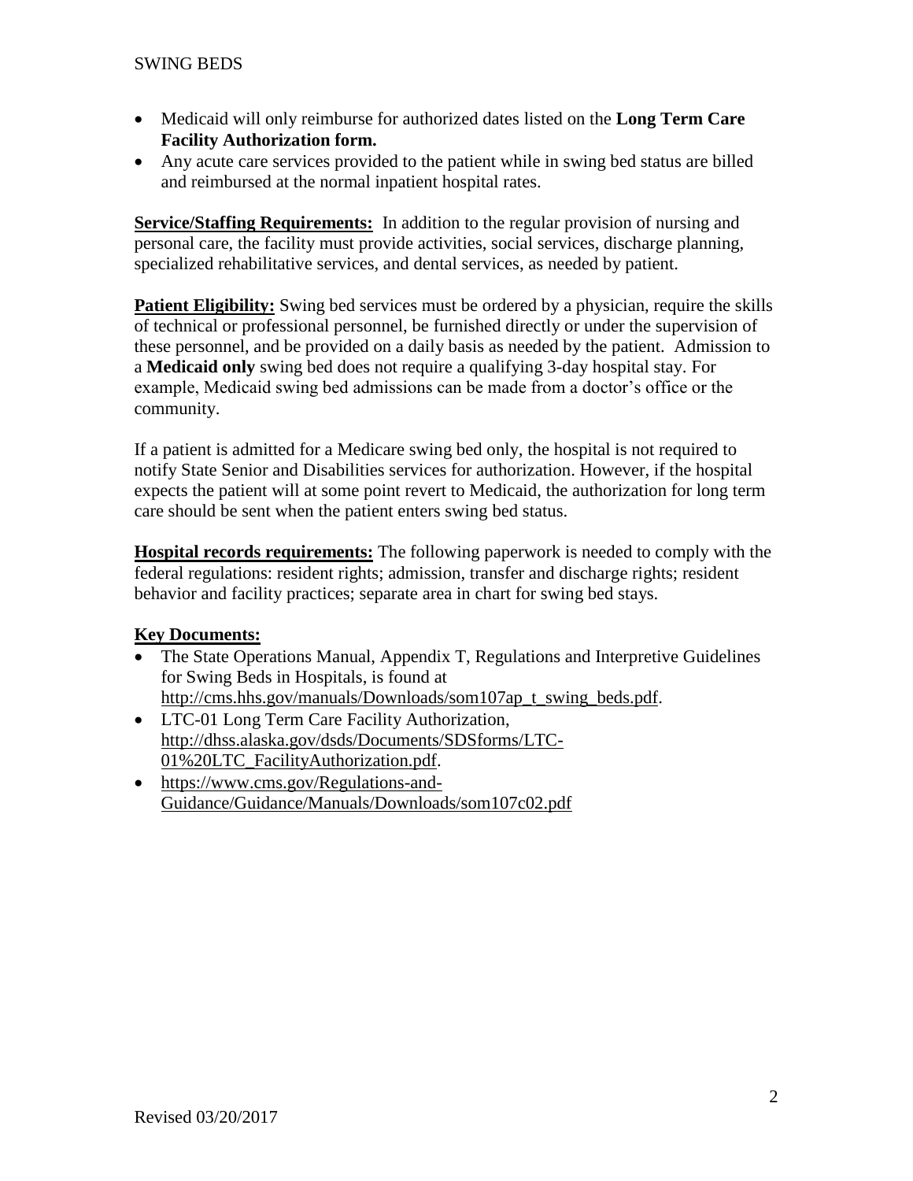- Medicaid will only reimburse for authorized dates listed on the **Long Term Care Facility Authorization form.**
- Any acute care services provided to the patient while in swing bed status are billed and reimbursed at the normal inpatient hospital rates.

**Service/Staffing Requirements:** In addition to the regular provision of nursing and personal care, the facility must provide activities, social services, discharge planning, specialized rehabilitative services, and dental services, as needed by patient.

**Patient Eligibility:** Swing bed services must be ordered by a physician, require the skills of technical or professional personnel, be furnished directly or under the supervision of these personnel, and be provided on a daily basis as needed by the patient. Admission to a **Medicaid only** swing bed does not require a qualifying 3-day hospital stay. For example, Medicaid swing bed admissions can be made from a doctor's office or the community.

If a patient is admitted for a Medicare swing bed only, the hospital is not required to notify State Senior and Disabilities services for authorization. However, if the hospital expects the patient will at some point revert to Medicaid, the authorization for long term care should be sent when the patient enters swing bed status.

**Hospital records requirements:** The following paperwork is needed to comply with the federal regulations: resident rights; admission, transfer and discharge rights; resident behavior and facility practices; separate area in chart for swing bed stays.

**Key Documents:**

- The State Operations Manual, Appendix T, Regulations and Interpretive Guidelines for Swing Beds in Hospitals, is found at http://cms.hhs.gov/manuals/Downloads/som107ap_t_swing_beds.pdf.
- LTC-01 Long Term Care Facility Authorization, http://dhss.alaska.gov/dsds/Documents/SDSforms/LTC-01%20LTC_FacilityAuthorization.pdf.
- https://www.cms.gov/Regulations-and-Guidance/Guidance/Manuals/Downloads/som107c02.pdf